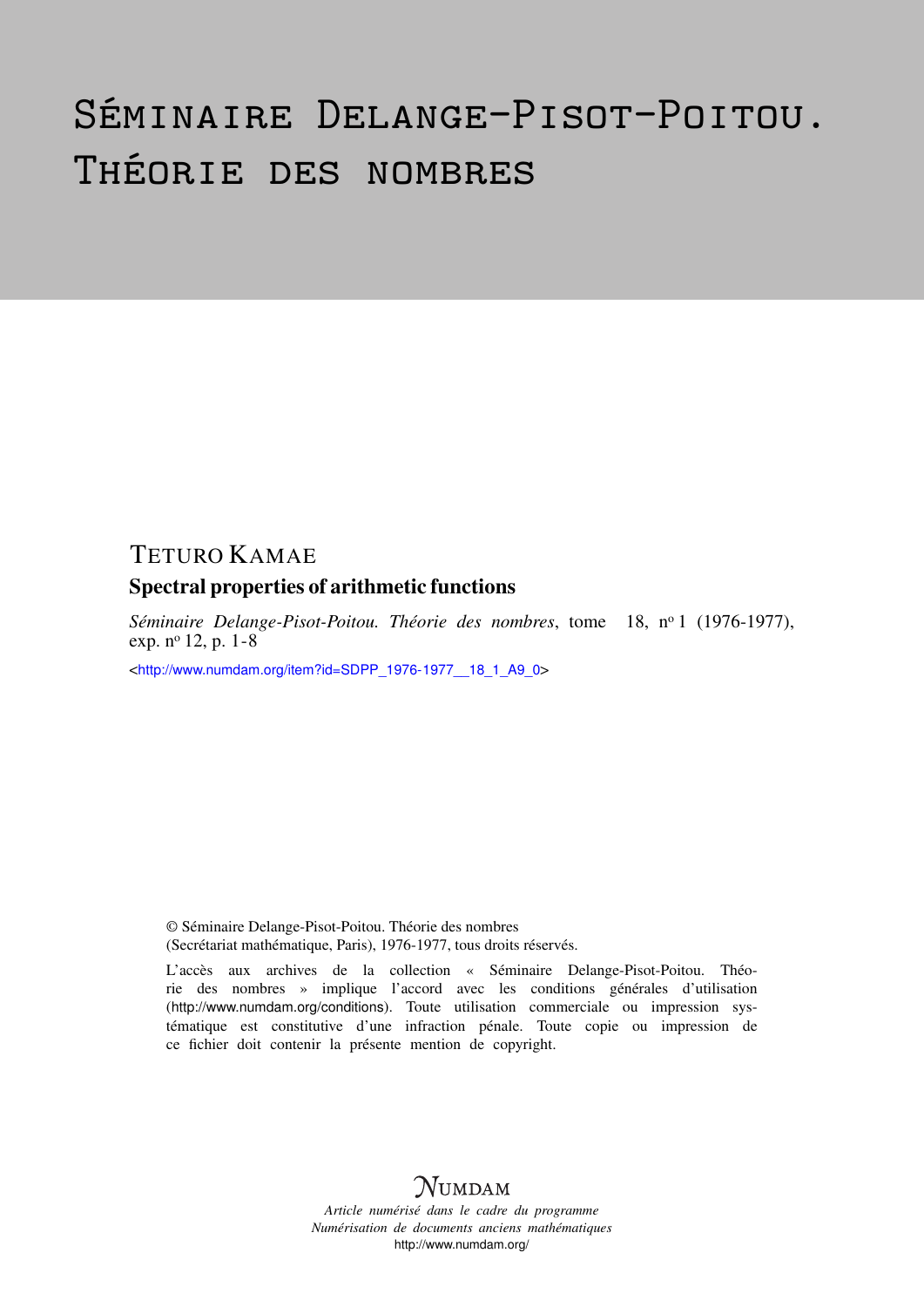# Séminaire Delange-Pisot-Poitou. Théorie des nombres

TETURO KAMAE

## Spectral properties of arithmetic functions

*Séminaire Delange-Pisot-Poitou. Théorie des nombres*, tome 18, n° 1 (1976-1977), exp. n° 12, p. 1-8

<http://www.numdam.org/item?id=SDPP_1976-1977__18_1_A9_0>

© Séminaire Delange-Pisot-Poitou. Théorie des nombres (Secrétariat mathématique, Paris), 1976-1977, tous droits réservés.

L'accès aux archives de la collection « Séminaire Delange-Pisot-Poitou. Théorie des nombres » implique l'accord avec les conditions générales d'utilisation (http://www.numdam.org/conditions). Toute utilisation commerciale ou impression systématique est constitutive d'une infraction pénale. Toute copie ou impression de ce fichier doit contenir la présente mention de copyright.

NUMDAM

*Article numérisé dans le cadre du programme Numérisation de documents anciens mathématiques*
http://www.numdam.org/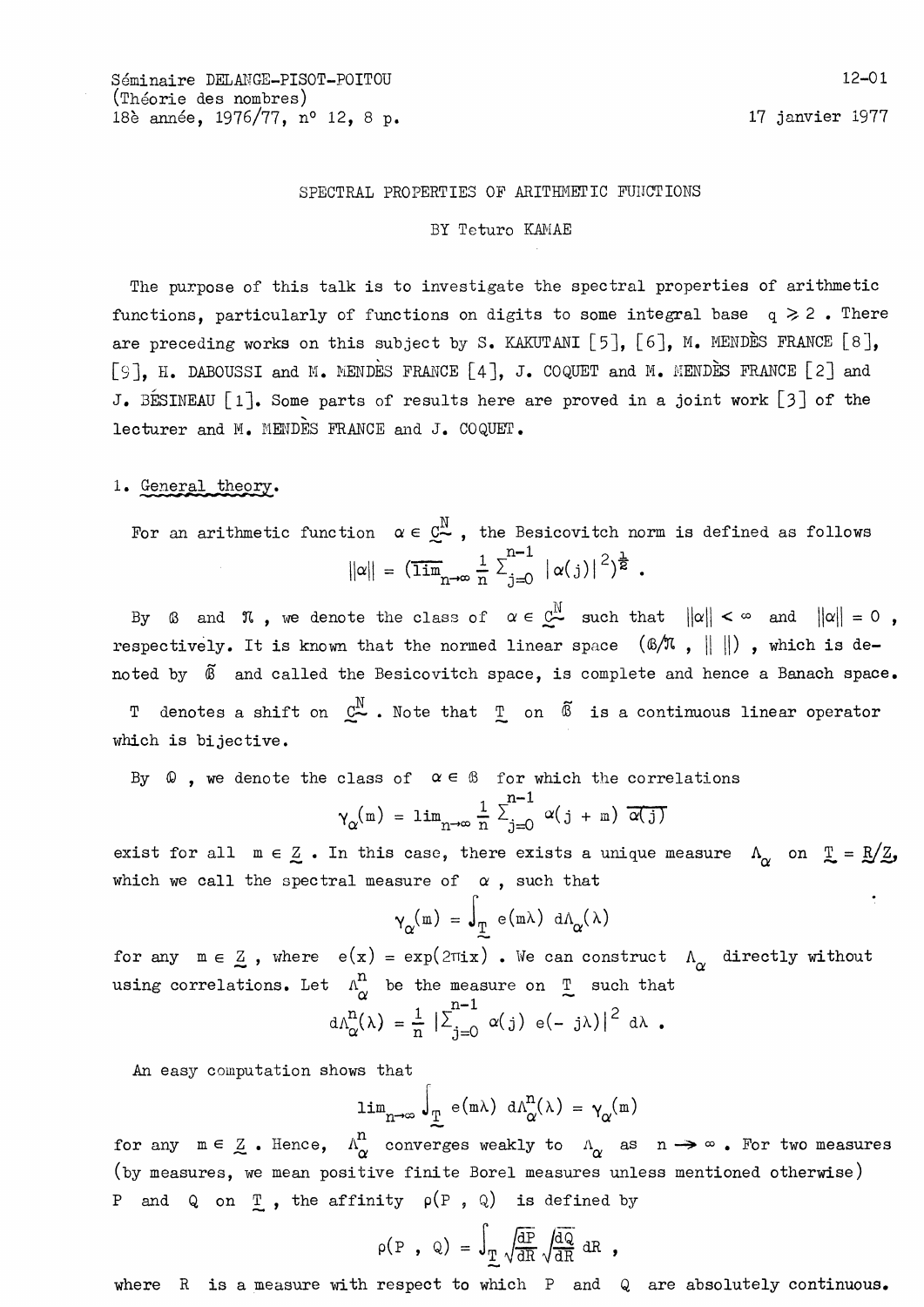Séminaire DELANGE-PISOT-POITOU
(Théorie des nombres)
18è année, 1976/77, n° 12, 8 p.

17 janvier 1977

# SPECTRAL PROPERTIES OF ARITHMETIC FUNCTIONS

BY Teturo KAMAE

The purpose of this talk is to investigate the spectral properties of arithmetic functions, particularly of functions on digits to some integral base $q \geqslant 2$. There are preceding works on this subject by S. KAKUTANI [5], [6], M. MENDÈS FRANCE [8], [9], H. DABOUSSI and M. MENDÈS FRANCE [4], J. COQUET and M. MENDÈS FRANCE [2] and J. BÉSINEAU [1]. Some parts of results here are proved in a joint work [3] of the lecturer and M. MENDÈS FRANCE and J. COQUET.

## 1. General theory.

For an arithmetic function $\alpha \in \underset{\sim}{C}^{\underset{\sim}{N}}$, the Besicovitch norm is defined as follows

$$\|\alpha\| = (\overline{\lim}_{n\to\infty} \frac{1}{n} \sum_{j=0}^{n-1} |\alpha(j)|^2)^{\frac{1}{2}} .$$

By $\mathcal{B}$ and $\mathcal{N}$, we denote the class of $\alpha \in \underset{\sim}{C}^{\underset{\sim}{N}}$ such that $\|\alpha\| < \infty$ and $\|\alpha\| = 0$, respectively. It is known that the normed linear space $(\mathcal{B}/\mathcal{N} , \| \|)$, which is denoted by $\tilde{\mathcal{B}}$ and called the Besicovitch space, is complete and hence a Banach space.

$T$ denotes a shift on $\underset{\sim}{C}^{\underset{\sim}{N}}$. Note that $\underset{\sim}{T}$ on $\tilde{\mathcal{B}}$ is a continuous linear operator which is bijective.

By $\mathcal{Q}$, we denote the class of $\alpha \in \mathcal{B}$ for which the correlations

$$\gamma_\alpha(m) = \lim_{n\to\infty} \frac{1}{n} \sum_{j=0}^{n-1} \alpha(j + m) \overline{\alpha(j)}$$

exist for all $m \in \underset{\sim}{Z}$. In this case, there exists a unique measure $\Lambda_\alpha$ on $\underset{\sim}{T} = \underset{\sim}{R}/\underset{\sim}{Z}$, which we call the spectral measure of $\alpha$, such that

$$\gamma_\alpha(m) = \int_{\underset{\sim}{T}} e(m\lambda) \, d\Lambda_\alpha(\lambda)$$

for any $m \in \underset{\sim}{Z}$, where $e(x) = \exp(2\pi i x)$. We can construct $\Lambda_\alpha$ directly without using correlations. Let $\Lambda_\alpha^n$ be the measure on $\underset{\sim}{T}$ such that

$$d\Lambda_\alpha^n(\lambda) = \frac{1}{n} |\sum_{j=0}^{n-1} \alpha(j) \, e(- j\lambda)|^2 \, d\lambda .$$

An easy computation shows that

$$\lim_{n\to\infty} \int_{\underset{\sim}{T}} e(m\lambda) \, d\Lambda_\alpha^n(\lambda) = \gamma_\alpha(m)$$

for any $m \in \underset{\sim}{Z}$. Hence, $\Lambda_\alpha^n$ converges weakly to $\Lambda_\alpha$ as $n \to \infty$. For two measures (by measures, we mean positive finite Borel measures unless mentioned otherwise) $P$ and $Q$ on $\underset{\sim}{T}$, the affinity $\rho(P , Q)$ is defined by

$$\rho(P , Q) = \int_{\underset{\sim}{T}} \sqrt{\frac{dP}{dR}} \sqrt{\frac{dQ}{dR}} \, dR ,$$

where $R$ is a measure with respect to which $P$ and $Q$ are absolutely continuous.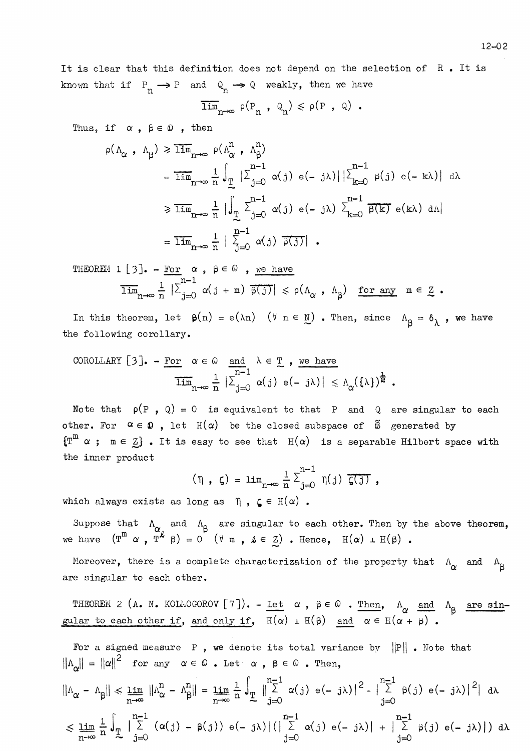It is clear that this definition does not depend on the selection of $R$ . It is known that if $P_n \to P$ and $Q_n \to Q$ weakly, then we have

$$\overline{\lim}_{n\to\infty} \rho(P_n , Q_n) \leqslant \rho(P , Q) .$$

Thus, if $\alpha$ , $\beta \in \mathbb{Q}$ , then

$$\begin{aligned}
\rho(\Lambda_\alpha , \Lambda_\beta) &\geqslant \overline{\lim}_{n\to\infty} \rho(\Lambda_\alpha^n , \Lambda_\beta^n) \\
&= \overline{\lim}_{n\to\infty} \frac{1}{n} \int_{\underset{\sim}{T}} |\Sigma_{j=0}^{n-1} \alpha(j)\, e(-j\lambda)| \, |\Sigma_{k=0}^{n-1} \beta(j)\, e(-k\lambda)| \, d\lambda \\
&\geqslant \overline{\lim}_{n\to\infty} \frac{1}{n} \left| \int_{\underset{\sim}{T}} \Sigma_{j=0}^{n-1} \alpha(j)\, e(-j\lambda) \Sigma_{k=0}^{n-1} \overline{\beta(k)}\, e(k\lambda)\, d\lambda \right| \\
&= \overline{\lim}_{n\to\infty} \frac{1}{n} \left| \sum_{j=0}^{n-1} \alpha(j) \overline{\beta(j)} \right| .
\end{aligned}$$

THEOREM 1 [3]. - <u>For $\alpha$ , $\beta \in \mathbb{Q}$ , we have</u>

$$\overline{\lim}_{n\to\infty} \frac{1}{n} |\Sigma_{j=0}^{n-1} \alpha(j+m)\, \overline{\beta(j)}| \leqslant \rho(\Lambda_\alpha , \Lambda_\beta) \quad \underline{\text{for any}} \quad m \in \underset{\sim}{Z} .$$

In this theorem, let $\beta(n) = e(\lambda n)$ $(\forall\, n \in \underset{\sim}{N})$ . Then, since $\Lambda_\beta = \delta_\lambda$ , we have the following corollary.

COROLLARY [3]. - <u>For $\alpha \in \mathbb{Q}$ and $\lambda \in \underset{\sim}{T}$ , we have</u>

$$\overline{\lim}_{n\to\infty} \frac{1}{n} |\Sigma_{j=0}^{n-1} \alpha(j)\, e(-j\lambda)| \leqslant \Lambda_\alpha(\{\lambda\})^{\frac{1}{2}} .$$

Note that $\rho(P , Q) = 0$ is equivalent to that $P$ and $Q$ are singular to each other. For $\alpha \in \mathbb{Q}$ , let $H(\alpha)$ be the closed subspace of $\tilde{\mathfrak{B}}$ generated by $\{T^m \alpha ;\ m \in \underset{\sim}{Z}\}$ . It is easy to see that $H(\alpha)$ is a separable Hilbert space with the inner product

$$(\eta , \zeta) = \lim_{n\to\infty} \frac{1}{n} \Sigma_{j=0}^{n-1} \eta(j)\, \overline{\zeta(j)} ,$$

which always exists as long as $\eta$ , $\zeta \in H(\alpha)$ .

Suppose that $\Lambda_\alpha$ and $\Lambda_\beta$ are singular to each other. Then by the above theorem, we have $(T^m \alpha , T^\ell \beta) = 0$ $(\forall\, m , \ell \in \underset{\sim}{Z})$ . Hence, $H(\alpha) \perp H(\beta)$ .

Moreover, there is a complete characterization of the property that $\Lambda_\alpha$ and $\Lambda_\beta$ are singular to each other.

THEOREM 2 (A. N. KOLMOGOROV [7]). - <u>Let $\alpha$ , $\beta \in \mathbb{Q}$ . Then, $\Lambda_\alpha$ and $\Lambda_\beta$ are singular to each other if, and only if, $H(\alpha) \perp H(\beta)$ and $\alpha \in H(\alpha + \beta)$ .</u>

For a signed measure $P$ , we denote its total variance by $\|P\|$ . Note that $\|\Lambda_\alpha\| = \|\alpha\|^2$ for any $\alpha \in \mathbb{Q}$ . Let $\alpha$ , $\beta \in \mathbb{Q}$ . Then,

$$\|\Lambda_\alpha - \Lambda_\beta\| \leqslant \underline{\lim}_{n\to\infty} \|\Lambda_\alpha^n - \Lambda_\beta^n\| = \underline{\lim}_{n\to\infty} \frac{1}{n} \int_{\underset{\sim}{T}} \left|\, |\sum_{j=0}^{n-1} \alpha(j)\, e(-j\lambda)|^2 - |\sum_{j=0}^{n-1} \beta(j)\, e(-j\lambda)|^2 \right| d\lambda$$

$$\leqslant \underline{\lim}_{n\to\infty} \frac{1}{n} \int_{\underset{\sim}{T}} |\sum_{j=0}^{n-1} (\alpha(j) - \beta(j))\, e(-j\lambda)| \left( |\sum_{j=0}^{n-1} \alpha(j)\, e(-j\lambda)| + |\sum_{j=0}^{n-1} \beta(j)\, e(-j\lambda)| \right) d\lambda$$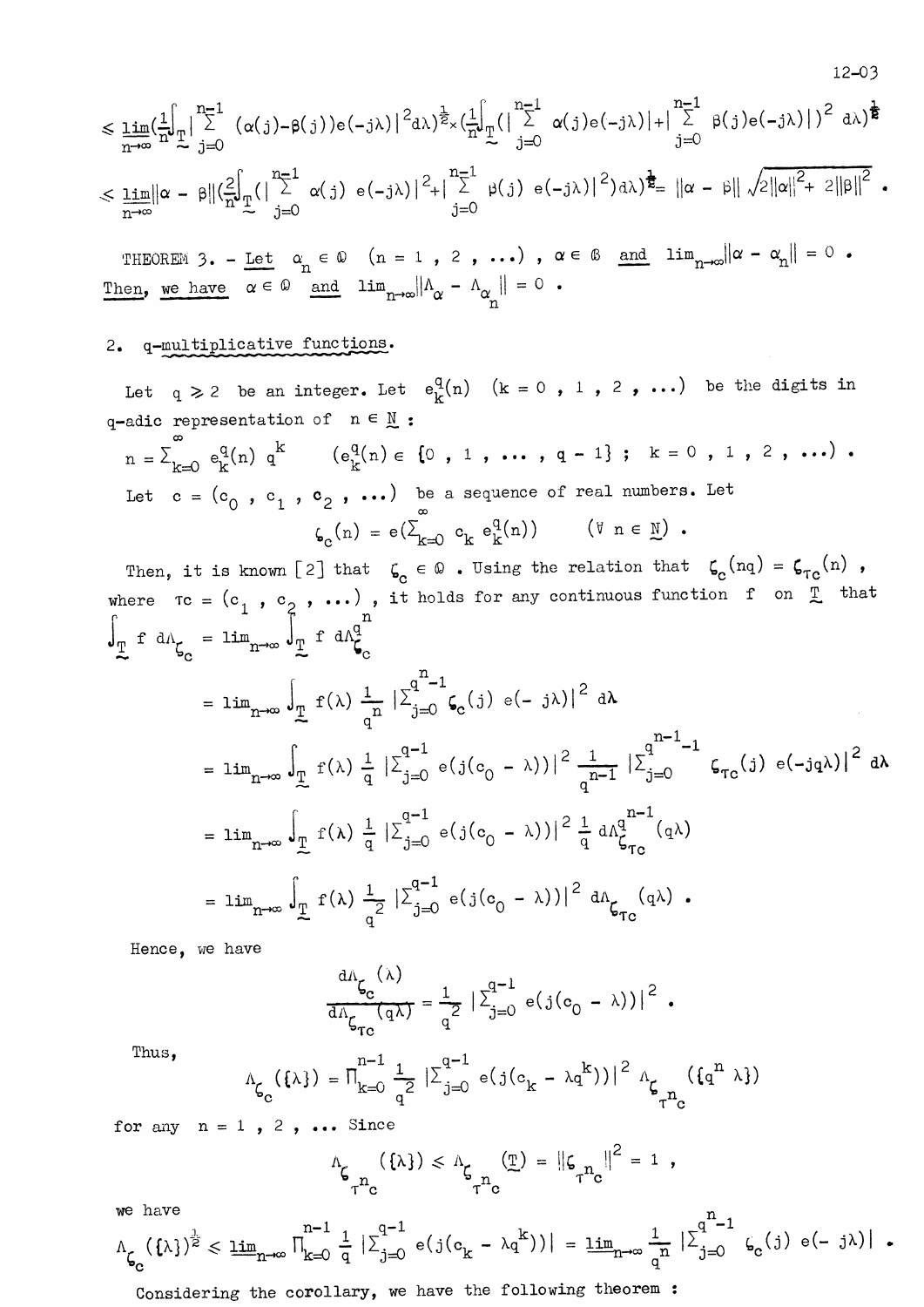$$\leqslant \varlimsup_{n\to\infty}\left(\frac{1}{n}\int_{\mathbb{T}}\left|\sum_{j=0}^{n-1}(\alpha(j)-\beta(j))e(-j\lambda)\right|^2 d\lambda\right)^{\frac{1}{2}}\times\left(\frac{1}{n}\int_{\mathbb{T}}\left(\left|\sum_{j=0}^{n-1}\alpha(j)e(-j\lambda)\right|+\left|\sum_{j=0}^{n-1}\beta(j)e(-j\lambda)\right|\right)^2 d\lambda\right)^{\frac{1}{2}}$$

$$\leqslant \varlimsup_{n\to\infty}\|\alpha-\beta\|\left(\frac{2}{n}\int_{\mathbb{T}}\left(\left|\sum_{j=0}^{n-1}\alpha(j)\,e(-j\lambda)\right|^2+\left|\sum_{j=0}^{n-1}\beta(j)\,e(-j\lambda)\right|^2\right)d\lambda\right)^{\frac{1}{2}}= \|\alpha-\beta\|\sqrt{2\|\alpha\|^2+2\|\beta\|^2}\ .$$

THEOREM 3. – *Let* $\alpha_n \in \mathbb{Q}$ $(n = 1 , 2 , \ldots)$ , $\alpha \in \mathbb{B}$ *and* $\lim_{n\to\infty}\|\alpha - \alpha_n\| = 0$ . *Then, we have* $\alpha \in \mathbb{Q}$ *and* $\lim_{n\to\infty}\|\Lambda_\alpha - \Lambda_{\alpha_n}\| = 0$ .

## 2. q-multiplicative functions.

Let $q \geqslant 2$ be an integer. Let $e_k^q(n)$ $(k = 0 , 1 , 2 , \ldots)$ be the digits in q-adic representation of $n \in \mathbb{N}$ :

$$n = \sum_{k=0}^{\infty} e_k^q(n)\, q^k \qquad (e_k^q(n) \in \{0 , 1 , \ldots , q-1\} ;\ k = 0 , 1 , 2 , \ldots) .$$

Let $c = (c_0 , c_1 , c_2 , \ldots)$ be a sequence of real numbers. Let

$$\zeta_c(n) = e\left(\sum_{k=0}^{\infty} c_k\, e_k^q(n)\right) \qquad (\forall\, n \in \mathbb{N}) .$$

Then, it is known [2] that $\zeta_c \in \mathbb{Q}$ . Using the relation that $\zeta_c(nq) = \zeta_{\tau c}(n)$ , where $\tau c = (c_1 , c_2 , \ldots)$ , it holds for any continuous function $f$ on $\mathbb{T}$ that

$$\int_{\mathbb{T}} f\, d\Lambda_{\zeta_c} = \lim_{n\to\infty}\int_{\mathbb{T}} f\, d\Lambda_{\zeta_c}^{q^n}$$

$$= \lim_{n\to\infty}\int_{\mathbb{T}} f(\lambda)\,\frac{1}{q^n}\left|\sum_{j=0}^{q^n-1}\zeta_c(j)\,e(-j\lambda)\right|^2 d\lambda$$

$$= \lim_{n\to\infty}\int_{\mathbb{T}} f(\lambda)\,\frac{1}{q}\left|\sum_{j=0}^{q-1}e(j(c_0-\lambda))\right|^2\frac{1}{q^{n-1}}\left|\sum_{j=0}^{q^{n-1}-1}\zeta_{\tau c}(j)\,e(-jq\lambda)\right|^2 d\lambda$$

$$= \lim_{n\to\infty}\int_{\mathbb{T}} f(\lambda)\,\frac{1}{q}\left|\sum_{j=0}^{q-1}e(j(c_0-\lambda))\right|^2\frac{1}{q}\,d\Lambda_{\zeta_{\tau c}}^{q^{n-1}}(q\lambda)$$

$$= \lim_{n\to\infty}\int_{\mathbb{T}} f(\lambda)\,\frac{1}{q^2}\left|\sum_{j=0}^{q-1}e(j(c_0-\lambda))\right|^2 d\Lambda_{\zeta_{\tau c}}(q\lambda) .$$

Hence, we have

$$\frac{d\Lambda_{\zeta_c}(\lambda)}{d\Lambda_{\zeta_{\tau c}}(q\lambda)} = \frac{1}{q^2}\left|\sum_{j=0}^{q-1}e(j(c_0-\lambda))\right|^2 .$$

Thus,

$$\Lambda_{\zeta_c}(\{\lambda\}) = \prod_{k=0}^{n-1}\frac{1}{q^2}\left|\sum_{j=0}^{q-1}e(j(c_k-\lambda q^k))\right|^2\Lambda_{\zeta_{\tau^n c}}(\{q^n\lambda\})$$

for any $n = 1 , 2 , \ldots$ Since

$$\Lambda_{\zeta_{\tau^n c}}(\{\lambda\}) \leqslant \Lambda_{\zeta_{\tau^n c}}(\mathbb{T}) = \|\zeta_{\tau^n c}\|^2 = 1 ,$$

we have

$$\Lambda_{\zeta_c}(\{\lambda\})^{\frac{1}{2}} \leqslant \varliminf_{n\to\infty}\prod_{k=0}^{n-1}\frac{1}{q}\left|\sum_{j=0}^{q-1}e(j(c_k-\lambda q^k))\right| = \varliminf_{n\to\infty}\frac{1}{q^n}\left|\sum_{j=0}^{q^n-1}\zeta_c(j)\,e(-j\lambda)\right| .$$

Considering the corollary, we have the following theorem :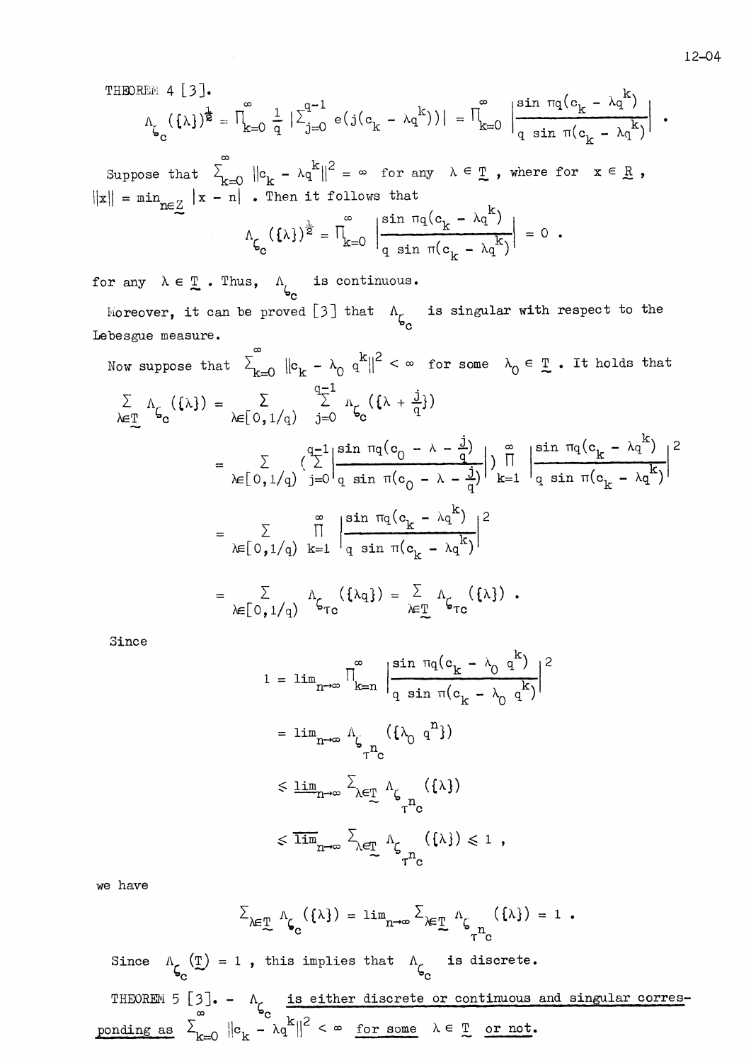THEOREM 4 [3].

$$\Lambda_{\zeta_c}(\{\lambda\})^{\frac{1}{2}} = \prod_{k=0}^{\infty} \frac{1}{q} \left|\sum_{j=0}^{q-1} e(j(c_k - \lambda q^k))\right| = \prod_{k=0}^{\infty} \left|\frac{\sin \pi q(c_k - \lambda q^k)}{q \sin \pi(c_k - \lambda q^k)}\right| .$$

Suppose that $\sum_{k=0}^{\infty} \|c_k - \lambda q^k\|^2 = \infty$ for any $\lambda \in \underset{\sim}{T}$, where for $x \in \underset{\sim}{R}$, $\|x\| = \min_{n \in \underset{\sim}{Z}} |x - n|$. Then it follows that

$$\Lambda_{\zeta_c}(\{\lambda\})^{\frac{1}{2}} = \prod_{k=0}^{\infty} \left|\frac{\sin \pi q(c_k - \lambda q^k)}{q \sin \pi(c_k - \lambda q^k)}\right| = 0 .$$

for any $\lambda \in \underset{\sim}{T}$. Thus, $\Lambda_{\zeta_c}$ is continuous.

Moreover, it can be proved [3] that $\Lambda_{\zeta_c}$ is singular with respect to the Lebesgue measure.

Now suppose that $\sum_{k=0}^{\infty} \|c_k - \lambda_0 q^k\|^2 < \infty$ for some $\lambda_0 \in \underset{\sim}{T}$. It holds that

$$\sum_{\lambda \in \underset{\sim}{T}} \Lambda_{\zeta_c}(\{\lambda\}) = \sum_{\lambda \in [0,1/q)} \sum_{j=0}^{q-1} \Lambda_{\zeta_c}(\{\lambda + \tfrac{j}{q}\})$$

$$= \sum_{\lambda \in [0,1/q)} \left(\sum_{j=0}^{q-1} \left|\frac{\sin \pi q(c_0 - \lambda - \frac{j}{q})}{q \sin \pi(c_0 - \lambda - \frac{j}{q})}\right|\right) \prod_{k=1}^{\infty} \left|\frac{\sin \pi q(c_k - \lambda q^k)}{q \sin \pi(c_k - \lambda q^k)}\right|^2$$

$$= \sum_{\lambda \in [0,1/q)} \prod_{k=1}^{\infty} \left|\frac{\sin \pi q(c_k - \lambda q^k)}{q \sin \pi(c_k - \lambda q^k)}\right|^2$$

$$= \sum_{\lambda \in [0,1/q)} \Lambda_{\zeta_{\tau c}}(\{\lambda q\}) = \sum_{\lambda \in \underset{\sim}{T}} \Lambda_{\zeta_{\tau c}}(\{\lambda\}) .$$

Since

$$1 = \lim_{n\to\infty} \prod_{k=n}^{\infty} \left|\frac{\sin \pi q(c_k - \lambda_0 q^k)}{q \sin \pi(c_k - \lambda_0 q^k)}\right|^2$$

$$= \lim_{n\to\infty} \Lambda_{\zeta_{\tau^n c}}(\{\lambda_0 q^n\})$$

$$\leqslant \varliminf_{n\to\infty} \sum_{\lambda \in \underset{\sim}{T}} \Lambda_{\zeta_{\tau^n c}}(\{\lambda\})$$

$$\leqslant \varlimsup_{n\to\infty} \sum_{\lambda \in \underset{\sim}{T}} \Lambda_{\zeta_{\tau^n c}}(\{\lambda\}) \leqslant 1 ,$$

we have

$$\sum_{\lambda \in \underset{\sim}{T}} \Lambda_{\zeta_c}(\{\lambda\}) = \lim_{n\to\infty} \sum_{\lambda \in \underset{\sim}{T}} \Lambda_{\zeta_{\tau^n c}}(\{\lambda\}) = 1 .$$

Since $\Lambda_{\zeta_c}(\underset{\sim}{T}) = 1$, this implies that $\Lambda_{\zeta_c}$ is discrete.

THEOREM 5 [3]. - $\Lambda_{\zeta_c}$ <u>is either discrete or continuous and singular corresponding as</u> $\sum_{k=0}^{\infty} \|c_k - \lambda q^k\|^2 < \infty$ <u>for some</u> $\lambda \in \underset{\sim}{T}$ <u>or not</u>.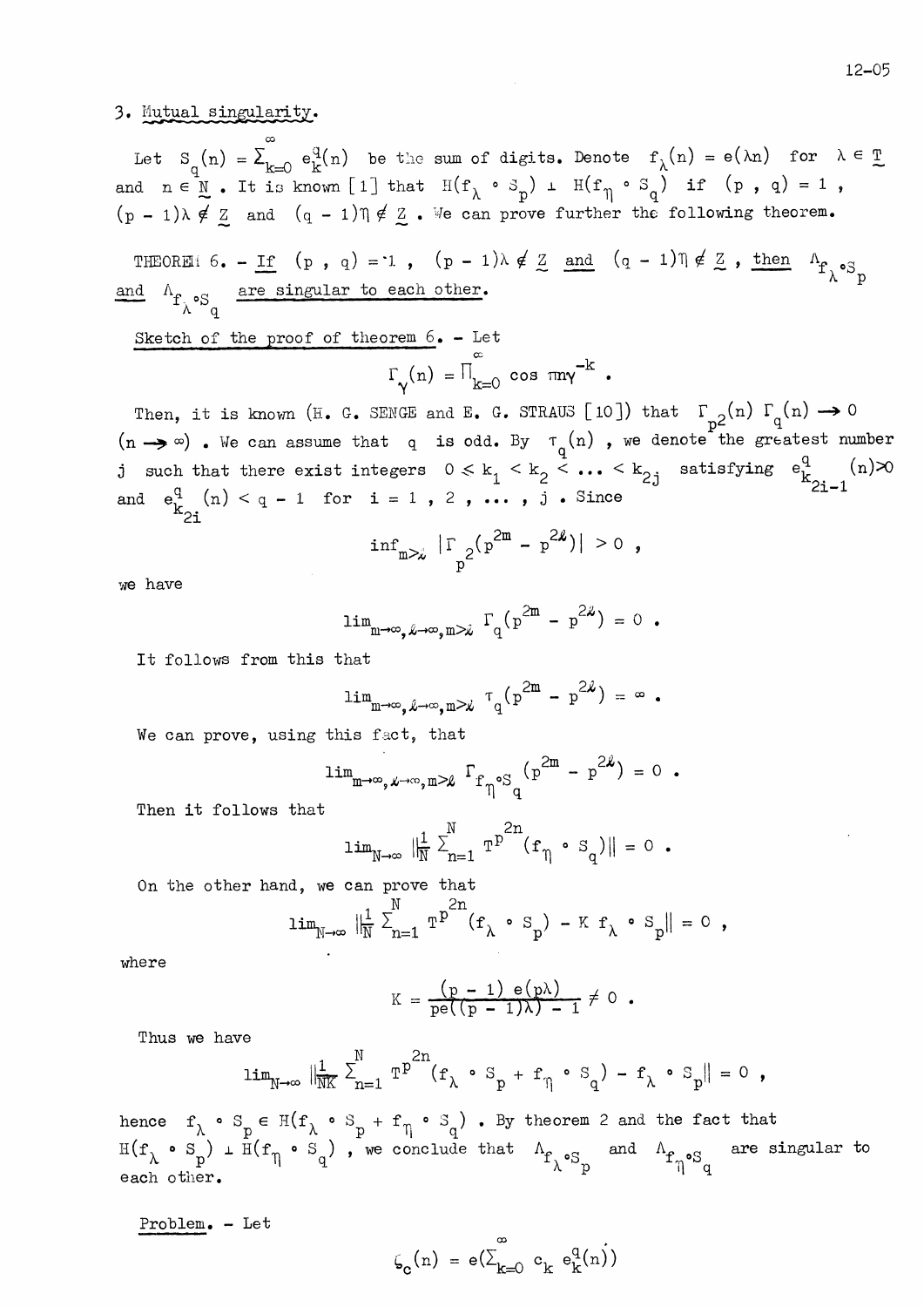## 3. Mutual singularity.

Let $S_q(n) = \sum_{k=0}^{\infty} e_k^q(n)$ be the sum of digits. Denote $f_\lambda(n) = e(\lambda n)$ for $\lambda \in \underset{\sim}{T}$ and $n \in \underset{\sim}{N}$. It is known [1] that $H(f_\lambda \circ S_p) \perp H(f_\eta \circ S_q)$ if $(p, q) = 1$, $(p-1)\lambda \notin \underset{\sim}{Z}$ and $(q-1)\eta \notin \underset{\sim}{Z}$. We can prove further the following theorem.

THEOREM 6. – *If $(p, q) = 1$, $(p-1)\lambda \notin \underset{\sim}{Z}$ and $(q-1)\eta \notin \underset{\sim}{Z}$, then $\Lambda_{f_\lambda \circ S_p}$ and $\Lambda_{f_\lambda \circ S_q}$ are singular to each other.*

Sketch of the proof of theorem 6. – Let

$$\Gamma_\gamma(n) = \prod_{k=0}^{\infty} \cos \pi n \gamma^{-k} .$$

Then, it is known (H. G. SENGE and E. G. STRAUS [10]) that $\Gamma_{p^2}(n)\,\Gamma_q(n) \longrightarrow 0$ $(n \to \infty)$. We can assume that $q$ is odd. By $\tau_q(n)$, we denote the greatest number $j$ such that there exist integers $0 \leqslant k_1 < k_2 < \ldots < k_{2j}$ satisfying $e_{k_{2i-1}}^q(n) > 0$ and $e_{k_{2i}}^q(n) < q-1$ for $i = 1, 2, \ldots, j$. Since

$$\inf_{m > \ell} |\Gamma_{p^2}(p^{2m} - p^{2\ell})| > 0 ,$$

we have

$$\lim_{m\to\infty,\,\ell\to\infty,\,m>\ell} \Gamma_q(p^{2m} - p^{2\ell}) = 0 .$$

It follows from this that

$$\lim_{m\to\infty,\,\ell\to\infty,\,m>\ell} \tau_q(p^{2m} - p^{2\ell}) = \infty .$$

We can prove, using this fact, that

$$\lim_{m\to\infty,\,\ell\to\infty,\,m>\ell} \Gamma_{f_\eta \circ S_q}(p^{2m} - p^{2\ell}) = 0 .$$

Then it follows that

$$\lim_{N\to\infty} \left\| \frac{1}{N} \sum_{n=1}^{N} T^{p^{2n}}(f_\eta \circ S_q) \right\| = 0 .$$

On the other hand, we can prove that

$$\lim_{N\to\infty} \left\| \frac{1}{N} \sum_{n=1}^{N} T^{p^{2n}}(f_\lambda \circ S_p) - K\, f_\lambda \circ S_p \right\| = 0 ,$$

where

$$K = \frac{(p-1)\, e(p\lambda)}{p e((p-1)\lambda) - 1} \neq 0 .$$

Thus we have

$$\lim_{N\to\infty} \left\| \frac{1}{NK} \sum_{n=1}^{N} T^{p^{2n}}(f_\lambda \circ S_p + f_\eta \circ S_q) - f_\lambda \circ S_p \right\| = 0 ,$$

hence $f_\lambda \circ S_p \in H(f_\lambda \circ S_p + f_\eta \circ S_q)$. By theorem 2 and the fact that $H(f_\lambda \circ S_p) \perp H(f_\eta \circ S_q)$, we conclude that $\Lambda_{f_\lambda \circ S_p}$ and $\Lambda_{f_\eta \circ S_q}$ are singular to each other.

Problem. – Let

$$\zeta_c(n) = e\left(\sum_{k=0}^{\infty} c_k\, e_k^q(n)\right)$$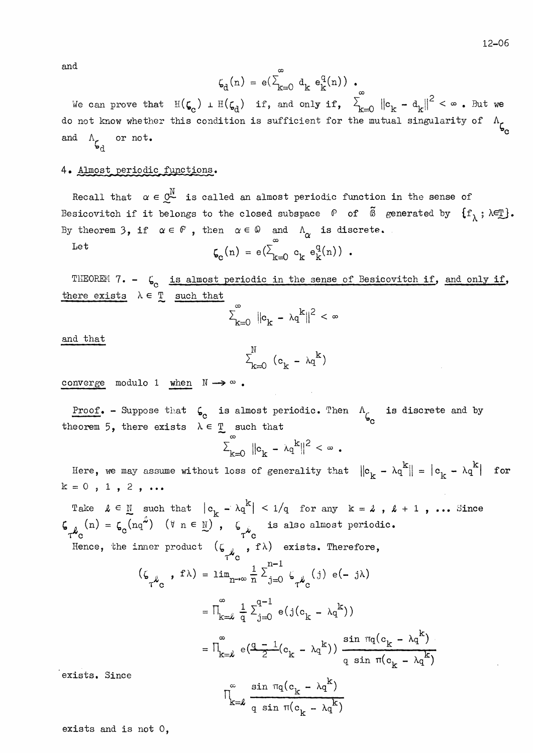and

$$\zeta_d(n) = e(\sum_{k=0}^{\infty} d_k \, e_k^q(n)) \ .$$

We can prove that $H(\zeta_c) \perp H(\zeta_d)$ if, and only if, $\sum_{k=0}^{\infty} \|c_k - d_k\|^2 < \infty$. But we do not know whether this condition is sufficient for the mutual singularity of $\Lambda_{\zeta_c}$ and $\Lambda_{\zeta_d}$ or not.

## 4. Almost periodic functions.

Recall that $\alpha \in \underset{\sim}{C}^{\underset{\sim}{N}}$ is called an almost periodic function in the sense of Besicovitch if it belongs to the closed subspace $\mathcal{P}$ of $\widetilde{\mathcal{B}}$ generated by $\{f_\lambda \, ; \lambda \in \underset{\sim}{T}\}$. By theorem 3, if $\alpha \in \mathcal{P}$, then $\alpha \in \mathcal{Q}$ and $\Lambda_\alpha$ is discrete.

Let

$$\zeta_c(n) = e(\sum_{k=0}^{\infty} c_k \, e_k^q(n)) \ .$$

THEOREM 7. - *$\zeta_c$ is almost periodic in the sense of Besicovitch if, and only if, there exists $\lambda \in \underset{\sim}{T}$ such that*

$$\sum_{k=0}^{\infty} \|c_k - \lambda q^k\|^2 < \infty$$

*and that*

$$\sum_{k=0}^{N} (c_k - \lambda q^k)$$

*converge modulo 1 when $N \to \infty$.*

*Proof.* - Suppose that $\zeta_c$ is almost periodic. Then $\Lambda_{\zeta_c}$ is discrete and by theorem 5, there exists $\lambda \in \underset{\sim}{T}$ such that

$$\sum_{k=0}^{\infty} \|c_k - \lambda q^k\|^2 < \infty \ .$$

Here, we may assume without loss of generality that $\|c_k - \lambda q^k\| = |c_k - \lambda q^k|$ for $k = 0 \, , \, 1 \, , \, 2 \, , \, \ldots$

Take $\ell \in \underset{\sim}{N}$ such that $|c_k - \lambda q^k| < 1/q$ for any $k = \ell \, , \, \ell + 1 \, , \, \ldots$ Since $\zeta_{\tau^\ell c}(n) = \zeta_c(nq^\ell)$ $(\forall \, n \in \underset{\sim}{N})$, $\zeta_{\tau^\ell c}$ is also almost periodic.

Hence, the inner product $(\zeta_{\tau^\ell c} \, , \, f\lambda)$ exists. Therefore,

$$\begin{aligned}
(\zeta_{\tau^\ell c} \, , \, f\lambda) &= \lim_{n \to \infty} \frac{1}{n} \sum_{j=0}^{n-1} \zeta_{\tau^\ell c}(j) \, e(-\, j\lambda) \\
&= \prod_{k=\ell}^{\infty} \frac{1}{q} \sum_{j=0}^{q-1} e(j(c_k - \lambda q^k)) \\
&= \prod_{k=\ell}^{\infty} e(\frac{q-1}{2}(c_k - \lambda q^k)) \, \frac{\sin \pi q(c_k - \lambda q^k)}{q \sin \pi(c_k - \lambda q^k)}
\end{aligned}$$

exists. Since

$$\prod_{k=\ell}^{\infty} \frac{\sin \pi q(c_k - \lambda q^k)}{q \sin \pi(c_k - \lambda q^k)}$$

exists and is not 0,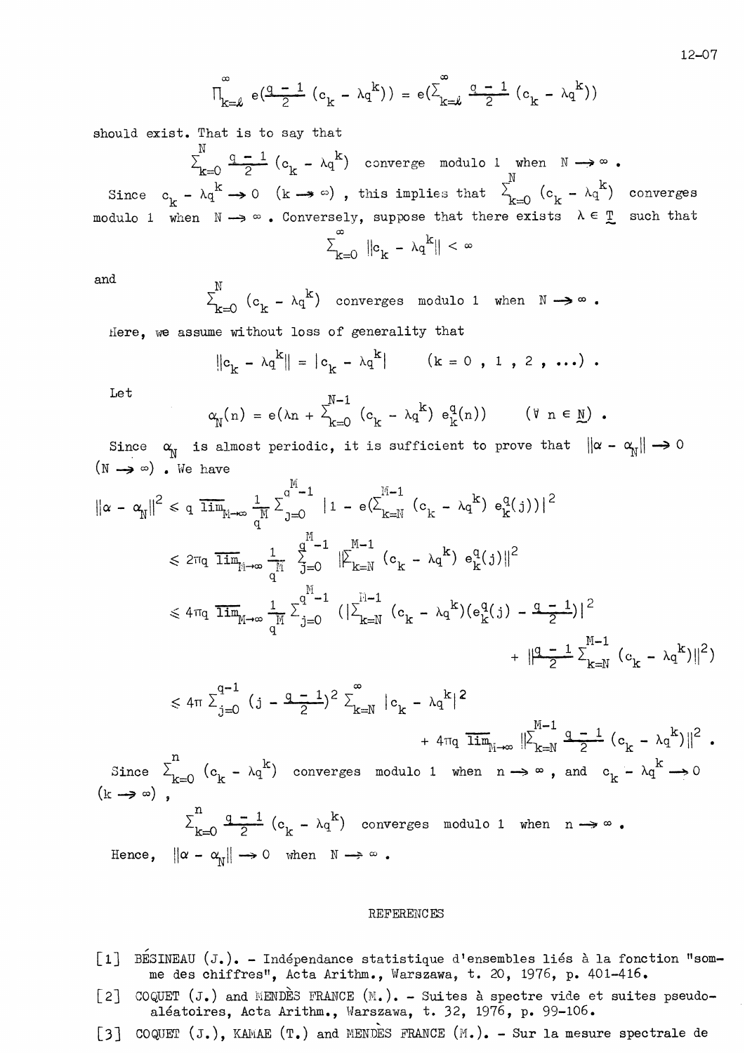$$\prod_{k=\ell}^{\infty} e\left(\frac{q-1}{2}\,(c_k - \lambda q^k)\right) = e\left(\sum_{k=\ell}^{\infty} \frac{q-1}{2}\,(c_k - \lambda q^k)\right)$$

should exist. That is to say that

$$\sum_{k=0}^{N} \frac{q-1}{2}\,(c_k - \lambda q^k) \quad \text{converge modulo 1 when } N \to \infty .$$

Since $c_k - \lambda q^k \to 0$ $(k \to \infty)$, this implies that $\sum_{k=0}^{N} (c_k - \lambda q^k)$ converges modulo 1 when $N \to \infty$. Conversely, suppose that there exists $\lambda \in \underset{\sim}{T}$ such that

$$\sum_{k=0}^{\infty} \|c_k - \lambda q^k\| < \infty$$

and

$$\sum_{k=0}^{N} (c_k - \lambda q^k) \quad \text{converges modulo 1 when } N \to \infty .$$

Here, we assume without loss of generality that

$$\|c_k - \lambda q^k\| = |c_k - \lambda q^k| \qquad (k = 0\ ,\ 1\ ,\ 2\ ,\ \dots)\ .$$

Let

$$\alpha_N(n) = e\left(\lambda n + \sum_{k=0}^{N-1} (c_k - \lambda q^k)\, e_k^q(n)\right) \qquad (\forall\ n \in \underset{\sim}{N})\ .$$

Since $\alpha_N$ is almost periodic, it is sufficient to prove that $\|\alpha - \alpha_N\| \to 0$ $(N \to \infty)$. We have

$$\|\alpha - \alpha_N\|^2 \leq q\ \overline{\lim}_{M\to\infty} \frac{1}{q^M} \sum_{j=0}^{q^M-1} \left|1 - e\left(\sum_{k=N}^{M-1} (c_k - \lambda q^k)\, e_k^q(j)\right)\right|^2$$

$$\leq 2\pi q\ \overline{\lim}_{M\to\infty} \frac{1}{q^M} \sum_{j=0}^{q^M-1} \left\|\sum_{k=N}^{M-1} (c_k - \lambda q^k)\, e_k^q(j)\right\|^2$$

$$\leq 4\pi q\ \overline{\lim}_{M\to\infty} \frac{1}{q^M} \sum_{j=0}^{q^M-1} \left(\left|\sum_{k=N}^{M-1} (c_k - \lambda q^k)\left(e_k^q(j) - \frac{q-1}{2}\right)\right|^2 + \left\|\frac{q-1}{2} \sum_{k=N}^{M-1} (c_k - \lambda q^k)\right\|^2\right)$$

$$\leq 4\pi \sum_{j=0}^{q-1} \left(j - \frac{q-1}{2}\right)^2 \sum_{k=N}^{\infty} |c_k - \lambda q^k|^2 + 4\pi q\ \overline{\lim}_{M\to\infty} \left\|\sum_{k=N}^{M-1} \frac{q-1}{2}\,(c_k - \lambda q^k)\right\|^2 .$$

Since $\sum_{k=0}^{n} (c_k - \lambda q^k)$ converges modulo 1 when $n \to \infty$, and $c_k - \lambda q^k \to 0$ $(k \to \infty)$,

$$\sum_{k=0}^{n} \frac{q-1}{2}\,(c_k - \lambda q^k) \quad \text{converges modulo 1 when } n \to \infty .$$

Hence, $\|\alpha - \alpha_N\| \to 0$ when $N \to \infty$.

## REFERENCES

[1] BÉSINEAU (J.). – Indépendance statistique d'ensembles liés à la fonction "somme des chiffres", Acta Arithm., Warszawa, t. 20, 1976, p. 401-416.

[2] COQUET (J.) and MENDÈS FRANCE (M.). – Suites à spectre vide et suites pseudo-aléatoires, Acta Arithm., Warszawa, t. 32, 1976, p. 99-106.

[3] COQUET (J.), KAMAE (T.) and MENDÈS FRANCE (M.). – Sur la mesure spectrale de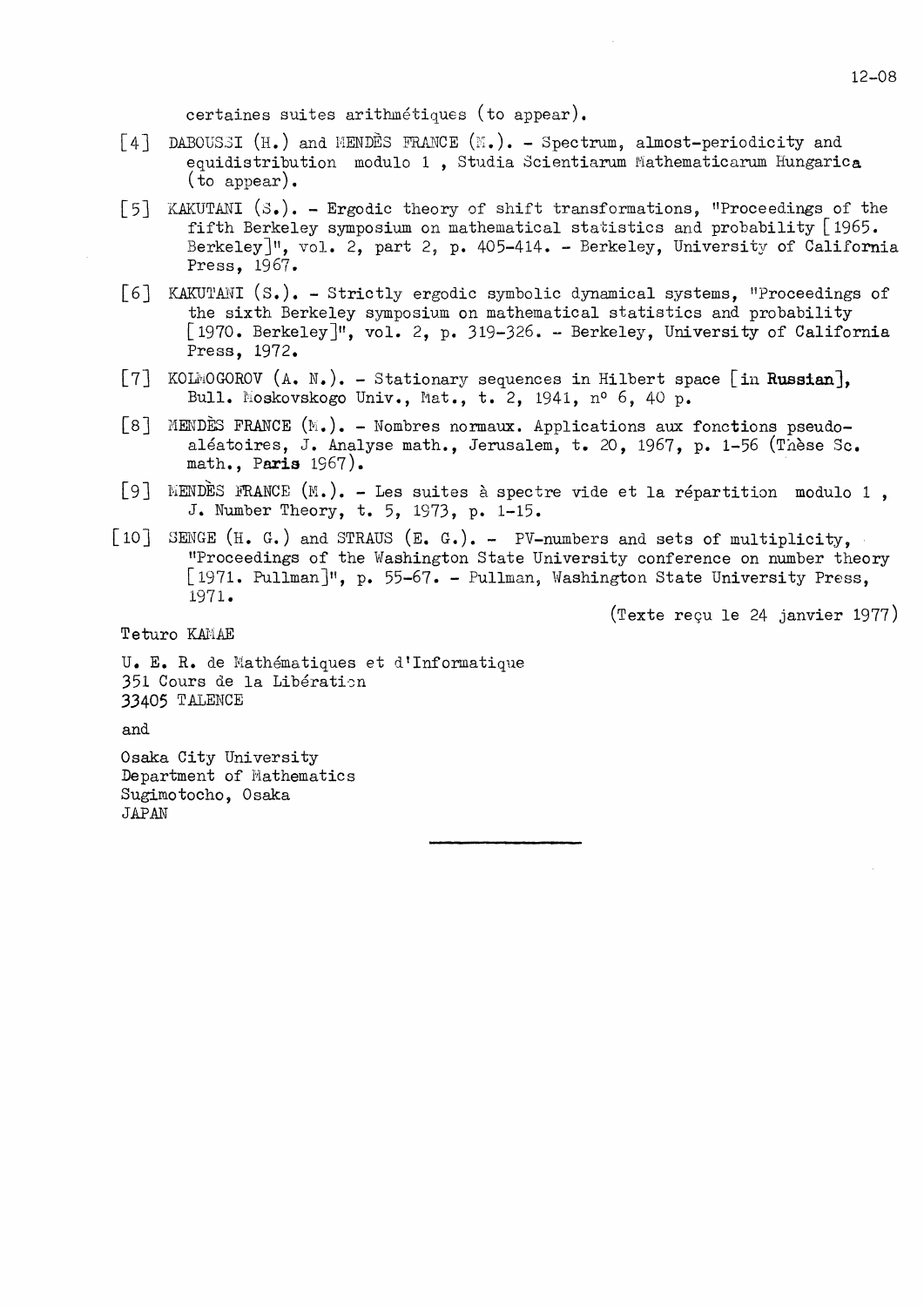certaines suites arithmétiques (to appear).

[4] DABOUSSI (H.) and MENDÈS FRANCE (M.). - Spectrum, almost-periodicity and equidistribution modulo 1 , Studia Scientiarum Mathematicarum Hungarica (to appear).

[5] KAKUTANI (S.). - Ergodic theory of shift transformations, "Proceedings of the fifth Berkeley symposium on mathematical statistics and probability [1965. Berkeley]", vol. 2, part 2, p. 405-414. - Berkeley, University of California Press, 1967.

[6] KAKUTANI (S.). - Strictly ergodic symbolic dynamical systems, "Proceedings of the sixth Berkeley symposium on mathematical statistics and probability [1970. Berkeley]", vol. 2, p. 319-326. - Berkeley, University of California Press, 1972.

[7] KOLMOGOROV (A. N.). - Stationary sequences in Hilbert space [in Russian], Bull. Moskovskogo Univ., Mat., t. 2, 1941, n° 6, 40 p.

[8] MENDÈS FRANCE (M.). - Nombres normaux. Applications aux fonctions pseudo-aléatoires, J. Analyse math., Jerusalem, t. 20, 1967, p. 1-56 (Thèse Sc. math., Paris 1967).

[9] MENDÈS FRANCE (M.). - Les suites à spectre vide et la répartition modulo 1 , J. Number Theory, t. 5, 1973, p. 1-15.

[10] SENGE (H. G.) and STRAUS (E. G.). - PV-numbers and sets of multiplicity, "Proceedings of the Washington State University conference on number theory [1971. Pullman]", p. 55-67. - Pullman, Washington State University Press, 1971.

(Texte reçu le 24 janvier 1977)

Teturo KAMAE

U. E. R. de Mathématiques et d'Informatique
351 Cours de la Libération
33405 TALENCE

and

Osaka City University
Department of Mathematics
Sugimotocho, Osaka
JAPAN